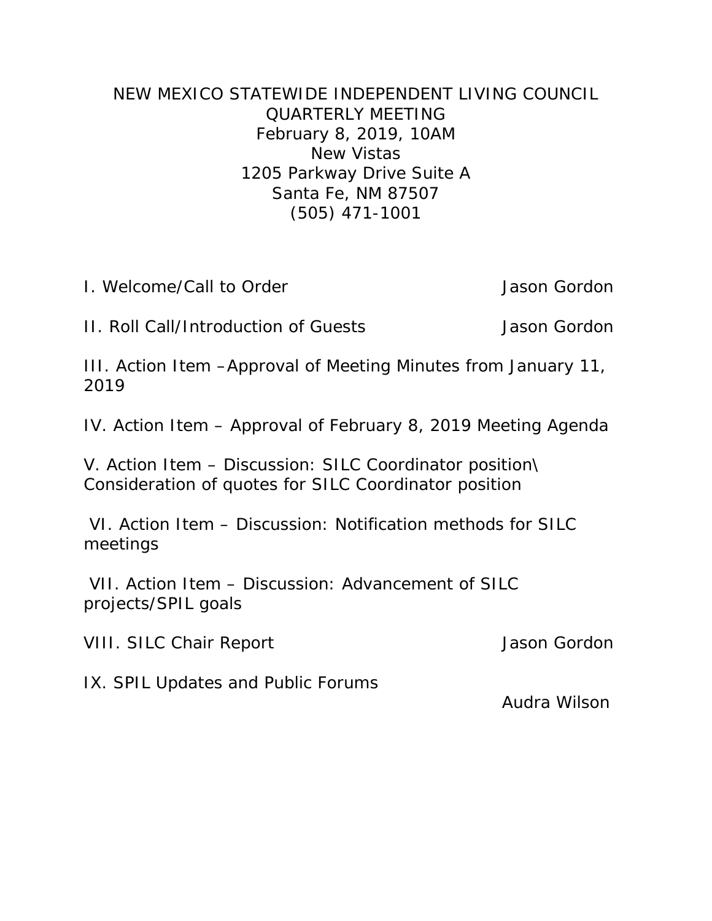# NEW MEXICO STATEWIDE INDEPENDENT LIVING COUNCIL
## QUARTERLY MEETING

February 8, 2019, 10AM
New Vistas
1205 Parkway Drive Suite A
Santa Fe, NM 87507
(505) 471-1001

I. Welcome/Call to Order — Jason Gordon

II. Roll Call/Introduction of Guests — Jason Gordon

III. Action Item –Approval of Meeting Minutes from January 11, 2019

IV. Action Item – Approval of February 8, 2019 Meeting Agenda

V. Action Item – Discussion: SILC Coordinator position\ Consideration of quotes for SILC Coordinator position

VI. Action Item – Discussion: Notification methods for SILC meetings

VII. Action Item – Discussion: Advancement of SILC projects/SPIL goals

VIII. SILC Chair Report — Jason Gordon

IX. SPIL Updates and Public Forums — Audra Wilson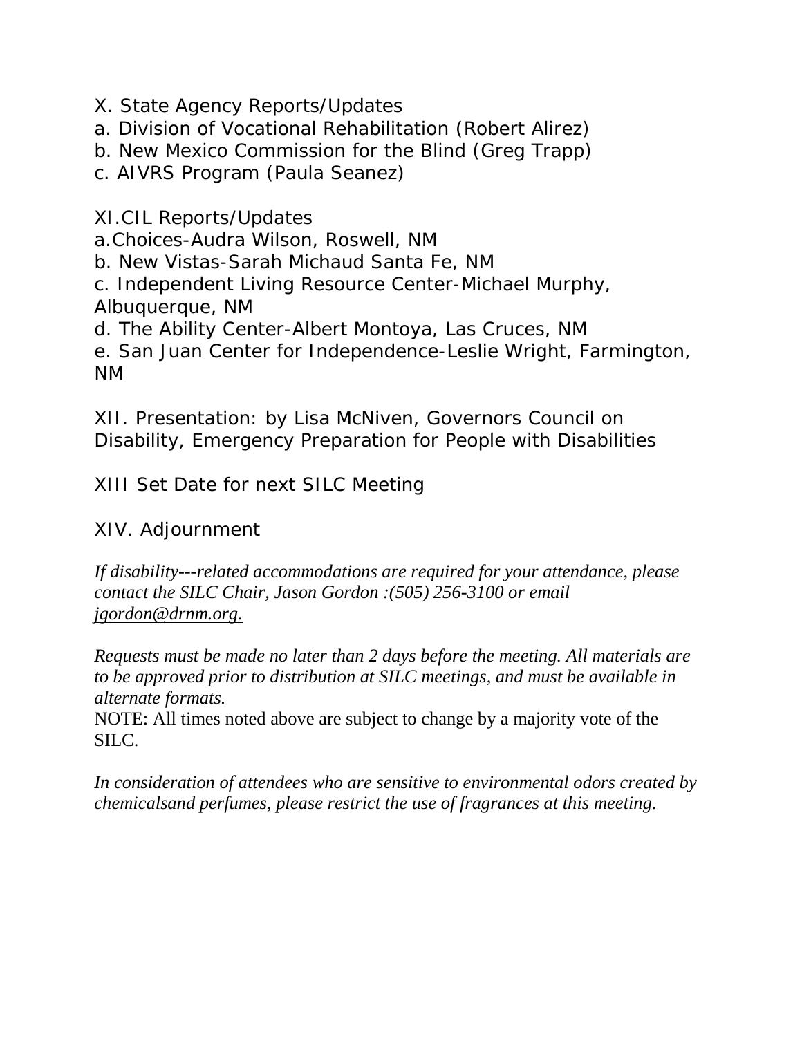X. State Agency Reports/Updates

a. Division of Vocational Rehabilitation (Robert Alirez)

b. New Mexico Commission for the Blind (Greg Trapp)

c. AIVRS Program (Paula Seanez)

XI.CIL Reports/Updates

a.Choices-Audra Wilson, Roswell, NM

b. New Vistas-Sarah Michaud Santa Fe, NM

c. Independent Living Resource Center-Michael Murphy, Albuquerque, NM

d. The Ability Center-Albert Montoya, Las Cruces, NM

e. San Juan Center for Independence-Leslie Wright, Farmington, NM

XII. Presentation: by Lisa McNiven, Governors Council on Disability, Emergency Preparation for People with Disabilities

XIII Set Date for next SILC Meeting

XIV. Adjournment

*If disability---related accommodations are required for your attendance, please contact the SILC Chair, Jason Gordon :(505) 256-3100 or email jgordon@drnm.org.*

*Requests must be made no later than 2 days before the meeting. All materials are to be approved prior to distribution at SILC meetings, and must be available in alternate formats.*

NOTE: All times noted above are subject to change by a majority vote of the SILC.

*In consideration of attendees who are sensitive to environmental odors created by chemicalsand perfumes, please restrict the use of fragrances at this meeting.*